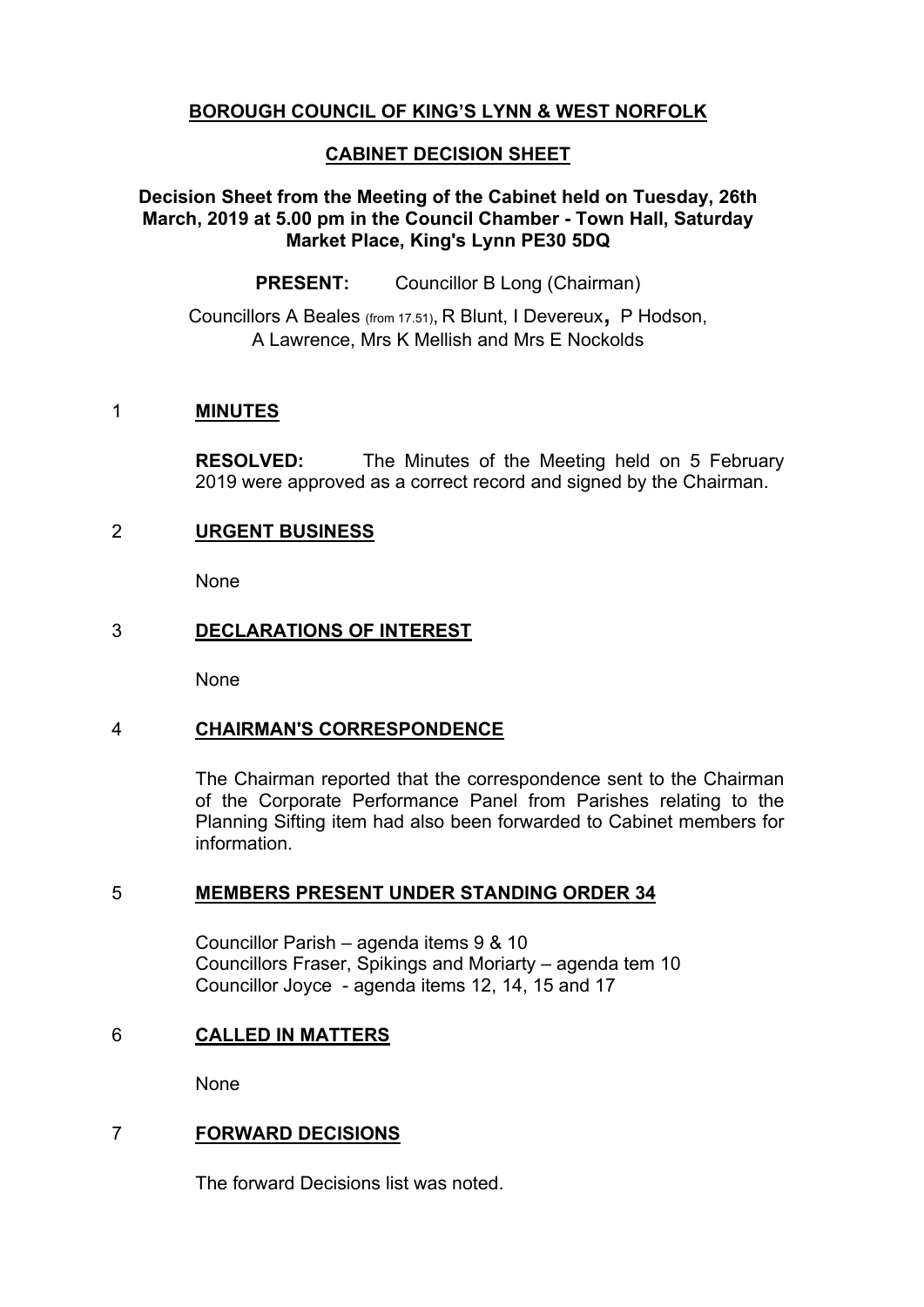**BOROUGH COUNCIL OF KING'S LYNN & WEST NORFOLK**

**CABINET DECISION SHEET**

**Decision Sheet from the Meeting of the Cabinet held on Tuesday, 26th March, 2019 at 5.00 pm in the Council Chamber - Town Hall, Saturday Market Place, King's Lynn PE30 5DQ**

**PRESENT:** Councillor B Long (Chairman)

Councillors A Beales (from 17.51), R Blunt, I Devereux, P Hodson, A Lawrence, Mrs K Mellish and Mrs E Nockolds

## 1 MINUTES

**RESOLVED:** The Minutes of the Meeting held on 5 February 2019 were approved as a correct record and signed by the Chairman.

## 2 URGENT BUSINESS

None

## 3 DECLARATIONS OF INTEREST

None

## 4 CHAIRMAN'S CORRESPONDENCE

The Chairman reported that the correspondence sent to the Chairman of the Corporate Performance Panel from Parishes relating to the Planning Sifting item had also been forwarded to Cabinet members for information.

## 5 MEMBERS PRESENT UNDER STANDING ORDER 34

Councillor Parish – agenda items 9 & 10
Councillors Fraser, Spikings and Moriarty – agenda tem 10
Councillor Joyce - agenda items 12, 14, 15 and 17

## 6 CALLED IN MATTERS

None

## 7 FORWARD DECISIONS

The forward Decisions list was noted.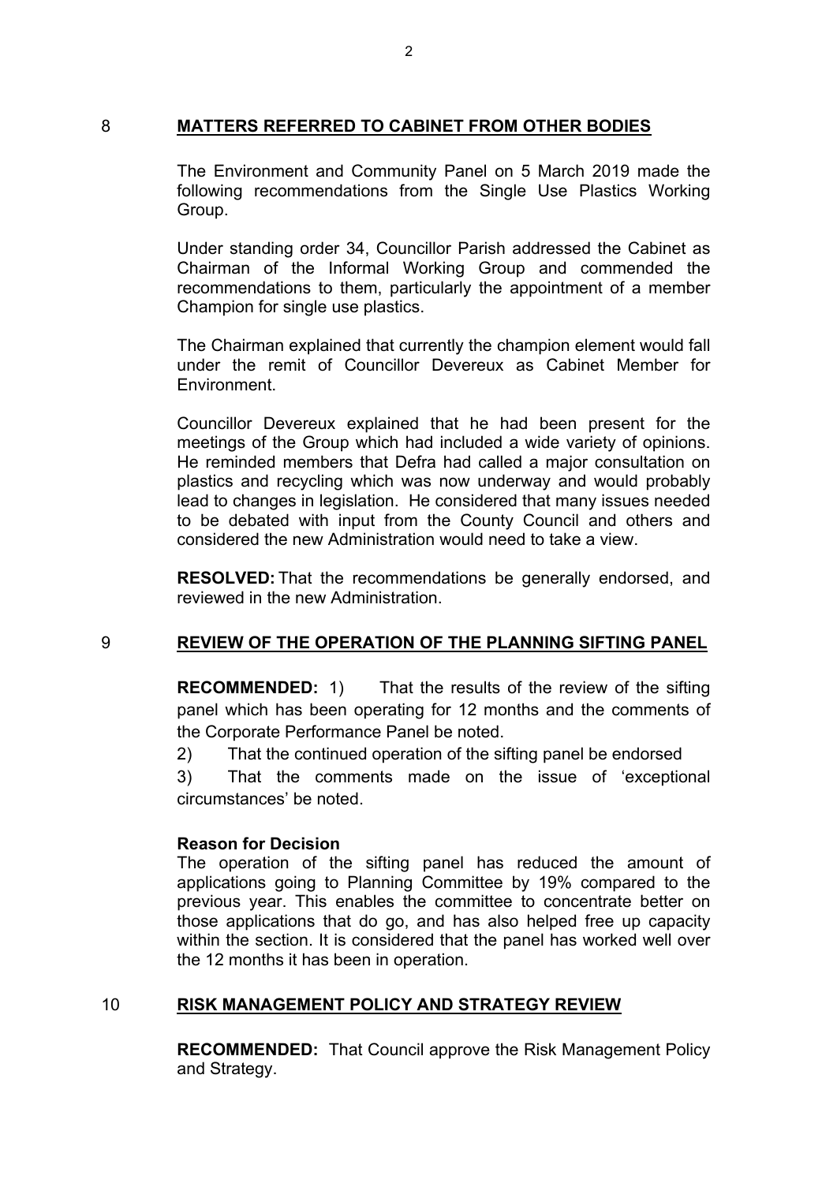## 8 MATTERS REFERRED TO CABINET FROM OTHER BODIES

The Environment and Community Panel on 5 March 2019 made the following recommendations from the Single Use Plastics Working Group.

Under standing order 34, Councillor Parish addressed the Cabinet as Chairman of the Informal Working Group and commended the recommendations to them, particularly the appointment of a member Champion for single use plastics.

The Chairman explained that currently the champion element would fall under the remit of Councillor Devereux as Cabinet Member for Environment.

Councillor Devereux explained that he had been present for the meetings of the Group which had included a wide variety of opinions. He reminded members that Defra had called a major consultation on plastics and recycling which was now underway and would probably lead to changes in legislation. He considered that many issues needed to be debated with input from the County Council and others and considered the new Administration would need to take a view.

**RESOLVED:** That the recommendations be generally endorsed, and reviewed in the new Administration.

## 9 REVIEW OF THE OPERATION OF THE PLANNING SIFTING PANEL

**RECOMMENDED:** 1) That the results of the review of the sifting panel which has been operating for 12 months and the comments of the Corporate Performance Panel be noted.

2) That the continued operation of the sifting panel be endorsed

3) That the comments made on the issue of 'exceptional circumstances' be noted.

**Reason for Decision**

The operation of the sifting panel has reduced the amount of applications going to Planning Committee by 19% compared to the previous year. This enables the committee to concentrate better on those applications that do go, and has also helped free up capacity within the section. It is considered that the panel has worked well over the 12 months it has been in operation.

## 10 RISK MANAGEMENT POLICY AND STRATEGY REVIEW

**RECOMMENDED:** That Council approve the Risk Management Policy and Strategy.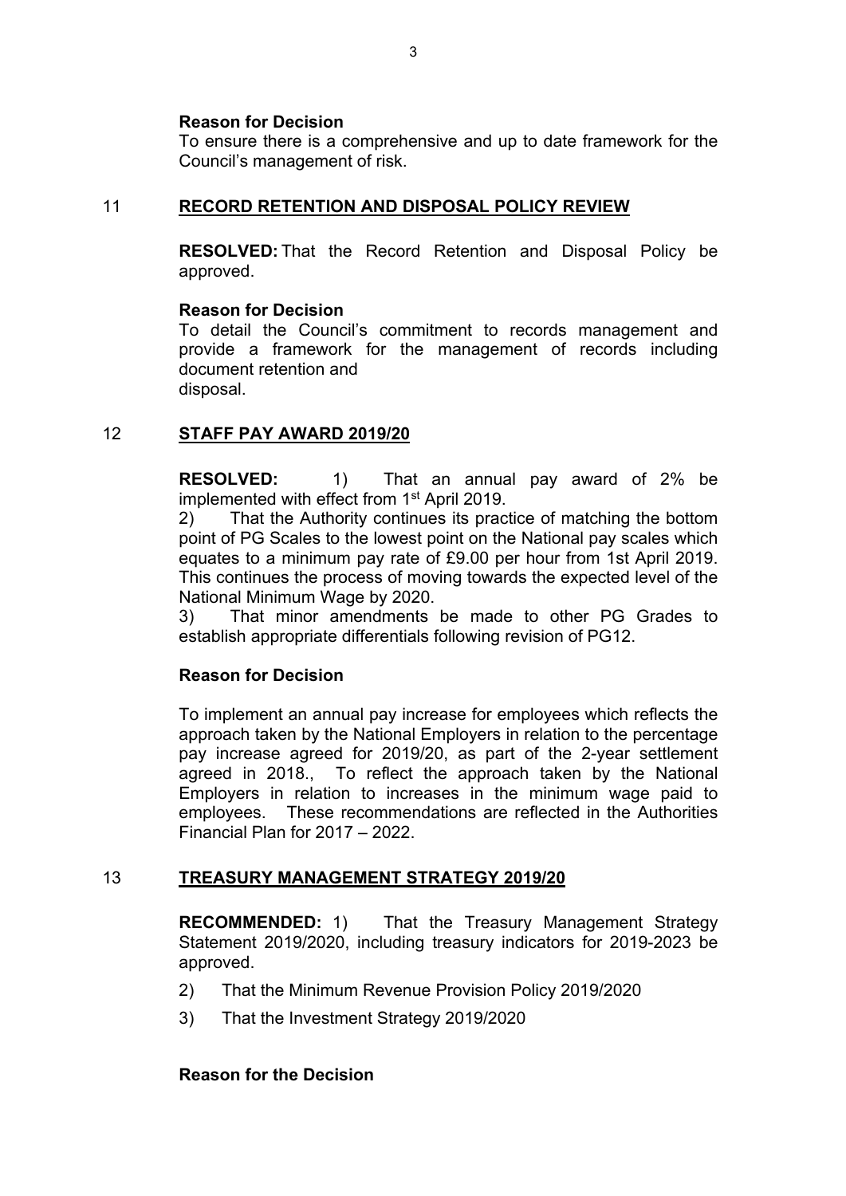**Reason for Decision**

To ensure there is a comprehensive and up to date framework for the Council's management of risk.

## 11 RECORD RETENTION AND DISPOSAL POLICY REVIEW

**RESOLVED:** That the Record Retention and Disposal Policy be approved.

**Reason for Decision**

To detail the Council's commitment to records management and provide a framework for the management of records including document retention and disposal.

## 12 STAFF PAY AWARD 2019/20

**RESOLVED:** 1) That an annual pay award of 2% be implemented with effect from 1st April 2019.

2) That the Authority continues its practice of matching the bottom point of PG Scales to the lowest point on the National pay scales which equates to a minimum pay rate of £9.00 per hour from 1st April 2019. This continues the process of moving towards the expected level of the National Minimum Wage by 2020.

3) That minor amendments be made to other PG Grades to establish appropriate differentials following revision of PG12.

**Reason for Decision**

To implement an annual pay increase for employees which reflects the approach taken by the National Employers in relation to the percentage pay increase agreed for 2019/20, as part of the 2-year settlement agreed in 2018., To reflect the approach taken by the National Employers in relation to increases in the minimum wage paid to employees. These recommendations are reflected in the Authorities Financial Plan for 2017 – 2022.

## 13 TREASURY MANAGEMENT STRATEGY 2019/20

**RECOMMENDED:** 1) That the Treasury Management Strategy Statement 2019/2020, including treasury indicators for 2019-2023 be approved.

2) That the Minimum Revenue Provision Policy 2019/2020

3) That the Investment Strategy 2019/2020

**Reason for the Decision**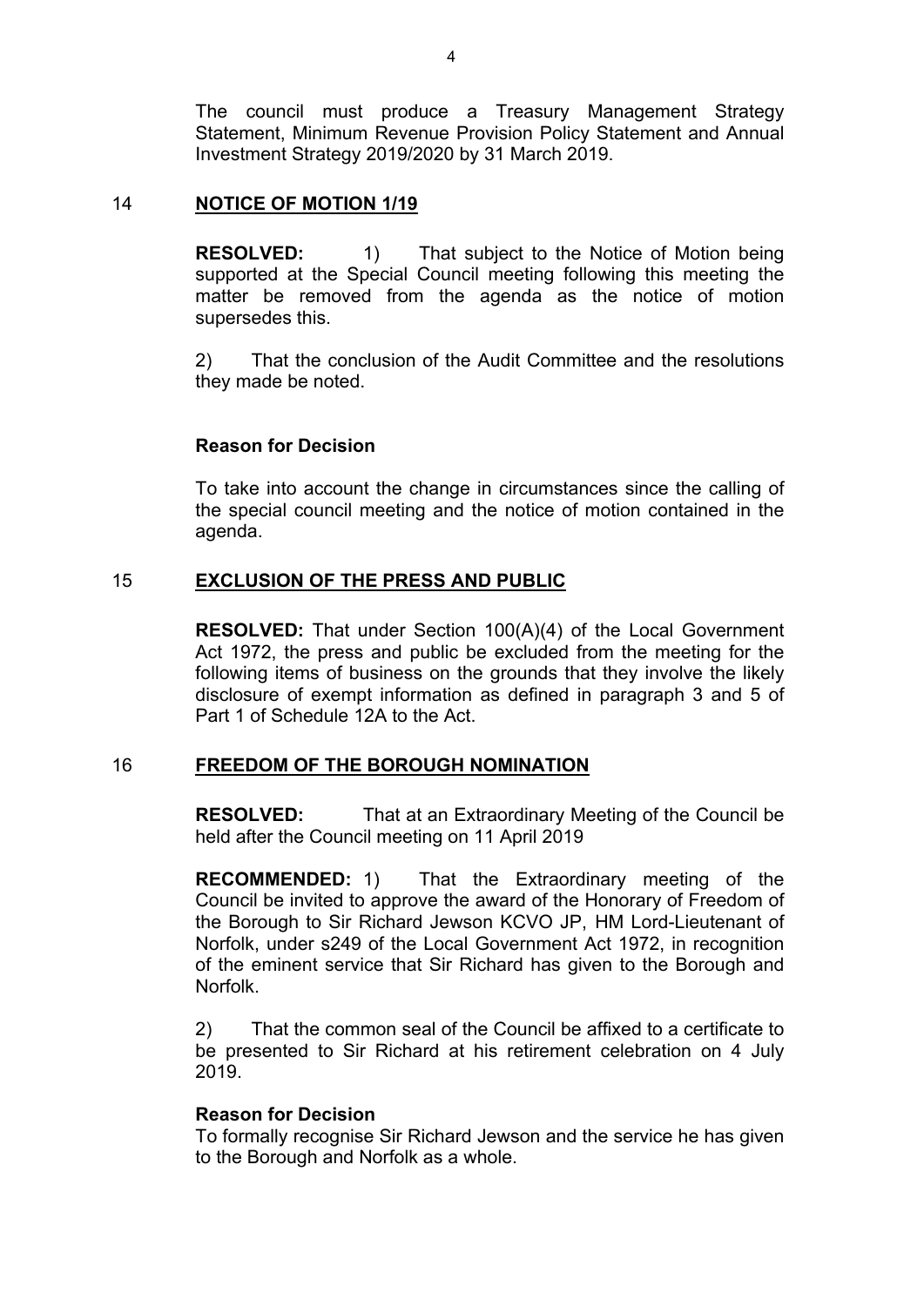The council must produce a Treasury Management Strategy Statement, Minimum Revenue Provision Policy Statement and Annual Investment Strategy 2019/2020 by 31 March 2019.

## 14 **NOTICE OF MOTION 1/19**

**RESOLVED:** 1) That subject to the Notice of Motion being supported at the Special Council meeting following this meeting the matter be removed from the agenda as the notice of motion supersedes this.

2) That the conclusion of the Audit Committee and the resolutions they made be noted.

**Reason for Decision**

To take into account the change in circumstances since the calling of the special council meeting and the notice of motion contained in the agenda.

## 15 **EXCLUSION OF THE PRESS AND PUBLIC**

**RESOLVED:** That under Section 100(A)(4) of the Local Government Act 1972, the press and public be excluded from the meeting for the following items of business on the grounds that they involve the likely disclosure of exempt information as defined in paragraph 3 and 5 of Part 1 of Schedule 12A to the Act.

## 16 **FREEDOM OF THE BOROUGH NOMINATION**

**RESOLVED:** That at an Extraordinary Meeting of the Council be held after the Council meeting on 11 April 2019

**RECOMMENDED:** 1) That the Extraordinary meeting of the Council be invited to approve the award of the Honorary of Freedom of the Borough to Sir Richard Jewson KCVO JP, HM Lord-Lieutenant of Norfolk, under s249 of the Local Government Act 1972, in recognition of the eminent service that Sir Richard has given to the Borough and Norfolk.

2) That the common seal of the Council be affixed to a certificate to be presented to Sir Richard at his retirement celebration on 4 July 2019.

**Reason for Decision**

To formally recognise Sir Richard Jewson and the service he has given to the Borough and Norfolk as a whole.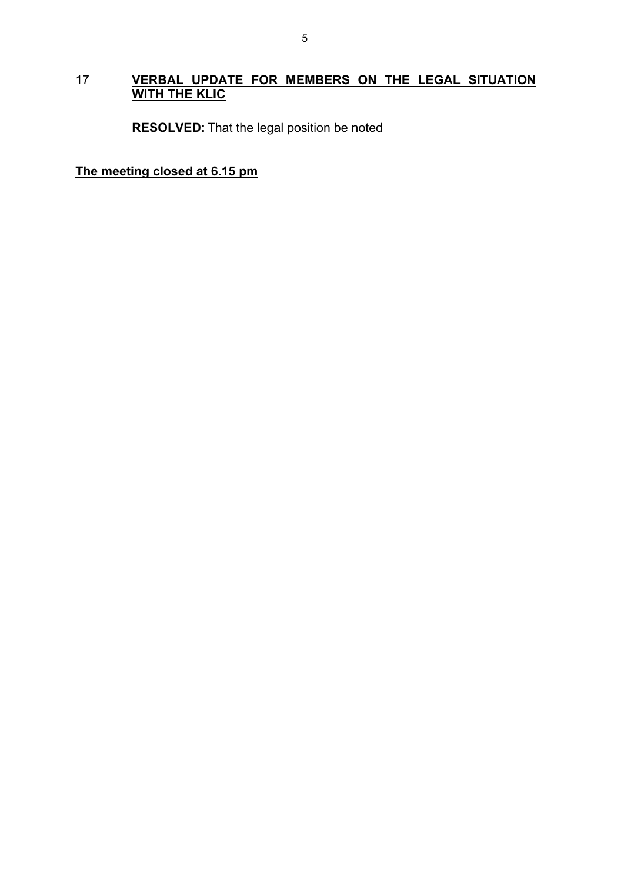17 **VERBAL UPDATE FOR MEMBERS ON THE LEGAL SITUATION WITH THE KLIC**

**RESOLVED:** That the legal position be noted

**The meeting closed at 6.15 pm**